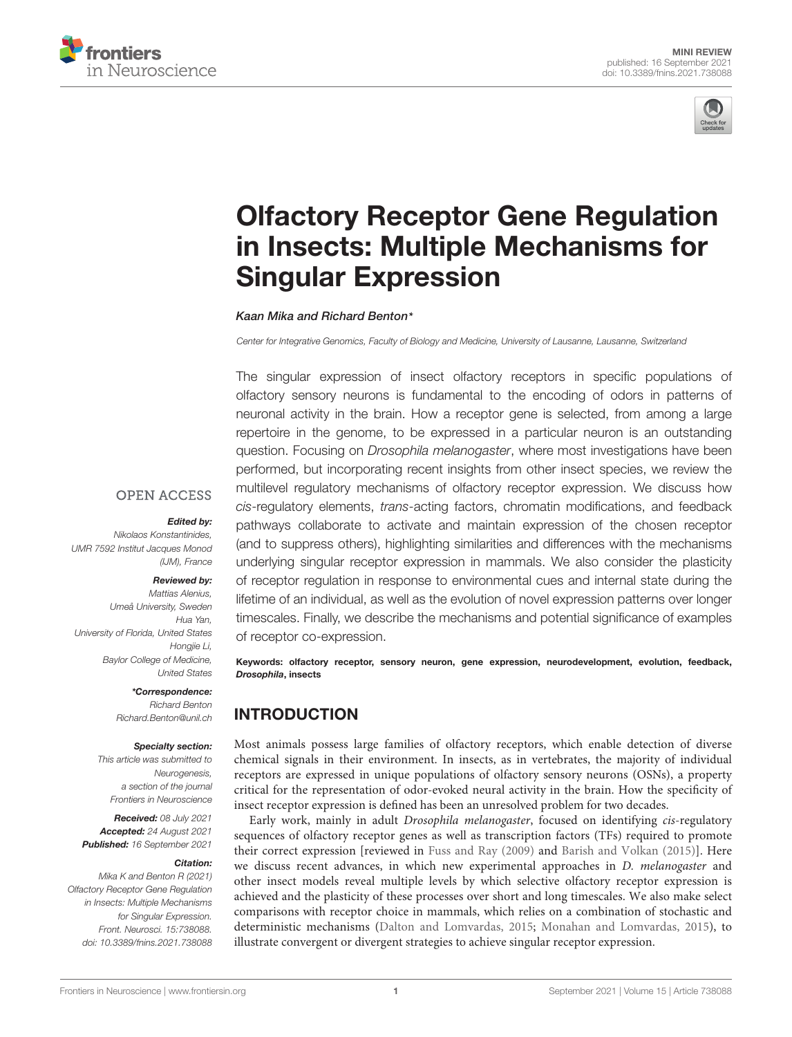MINI REVIEW
published: 16 September 2021
doi: 10.3389/fnins.2021.738088

# Olfactory Receptor Gene Regulation in Insects: Multiple Mechanisms for Singular Expression

*Kaan Mika and Richard Benton**

*Center for Integrative Genomics, Faculty of Biology and Medicine, University of Lausanne, Lausanne, Switzerland*

The singular expression of insect olfactory receptors in specific populations of olfactory sensory neurons is fundamental to the encoding of odors in patterns of neuronal activity in the brain. How a receptor gene is selected, from among a large repertoire in the genome, to be expressed in a particular neuron is an outstanding question. Focusing on *Drosophila melanogaster*, where most investigations have been performed, but incorporating recent insights from other insect species, we review the multilevel regulatory mechanisms of olfactory receptor expression. We discuss how *cis*-regulatory elements, *trans*-acting factors, chromatin modifications, and feedback pathways collaborate to activate and maintain expression of the chosen receptor (and to suppress others), highlighting similarities and differences with the mechanisms underlying singular receptor expression in mammals. We also consider the plasticity of receptor regulation in response to environmental cues and internal state during the lifetime of an individual, as well as the evolution of novel expression patterns over longer timescales. Finally, we describe the mechanisms and potential significance of examples of receptor co-expression.

**Keywords: olfactory receptor, sensory neuron, gene expression, neurodevelopment, evolution, feedback, *Drosophila*, insects**

OPEN ACCESS

***Edited by:***
*Nikolaos Konstantinides, UMR 7592 Institut Jacques Monod (IJM), France*

***Reviewed by:***
*Mattias Alenius, Umeå University, Sweden*
*Hua Yan, University of Florida, United States*
*Hongjie Li, Baylor College of Medicine, United States*

***\*Correspondence:***
*Richard Benton*
*Richard.Benton@unil.ch*

***Specialty section:***
*This article was submitted to Neurogenesis, a section of the journal Frontiers in Neuroscience*

***Received:*** *08 July 2021*
***Accepted:*** *24 August 2021*
***Published:*** *16 September 2021*

***Citation:***
*Mika K and Benton R (2021) Olfactory Receptor Gene Regulation in Insects: Multiple Mechanisms for Singular Expression. Front. Neurosci. 15:738088. doi: 10.3389/fnins.2021.738088*

## INTRODUCTION

Most animals possess large families of olfactory receptors, which enable detection of diverse chemical signals in their environment. In insects, as in vertebrates, the majority of individual receptors are expressed in unique populations of olfactory sensory neurons (OSNs), a property critical for the representation of odor-evoked neural activity in the brain. How the specificity of insect receptor expression is defined has been an unresolved problem for two decades.

Early work, mainly in adult *Drosophila melanogaster*, focused on identifying *cis*-regulatory sequences of olfactory receptor genes as well as transcription factors (TFs) required to promote their correct expression [reviewed in Fuss and Ray (2009) and Barish and Volkan (2015)]. Here we discuss recent advances, in which new experimental approaches in *D. melanogaster* and other insect models reveal multiple levels by which selective olfactory receptor expression is achieved and the plasticity of these processes over short and long timescales. We also make select comparisons with receptor choice in mammals, which relies on a combination of stochastic and deterministic mechanisms (Dalton and Lomvardas, 2015; Monahan and Lomvardas, 2015), to illustrate convergent or divergent strategies to achieve singular receptor expression.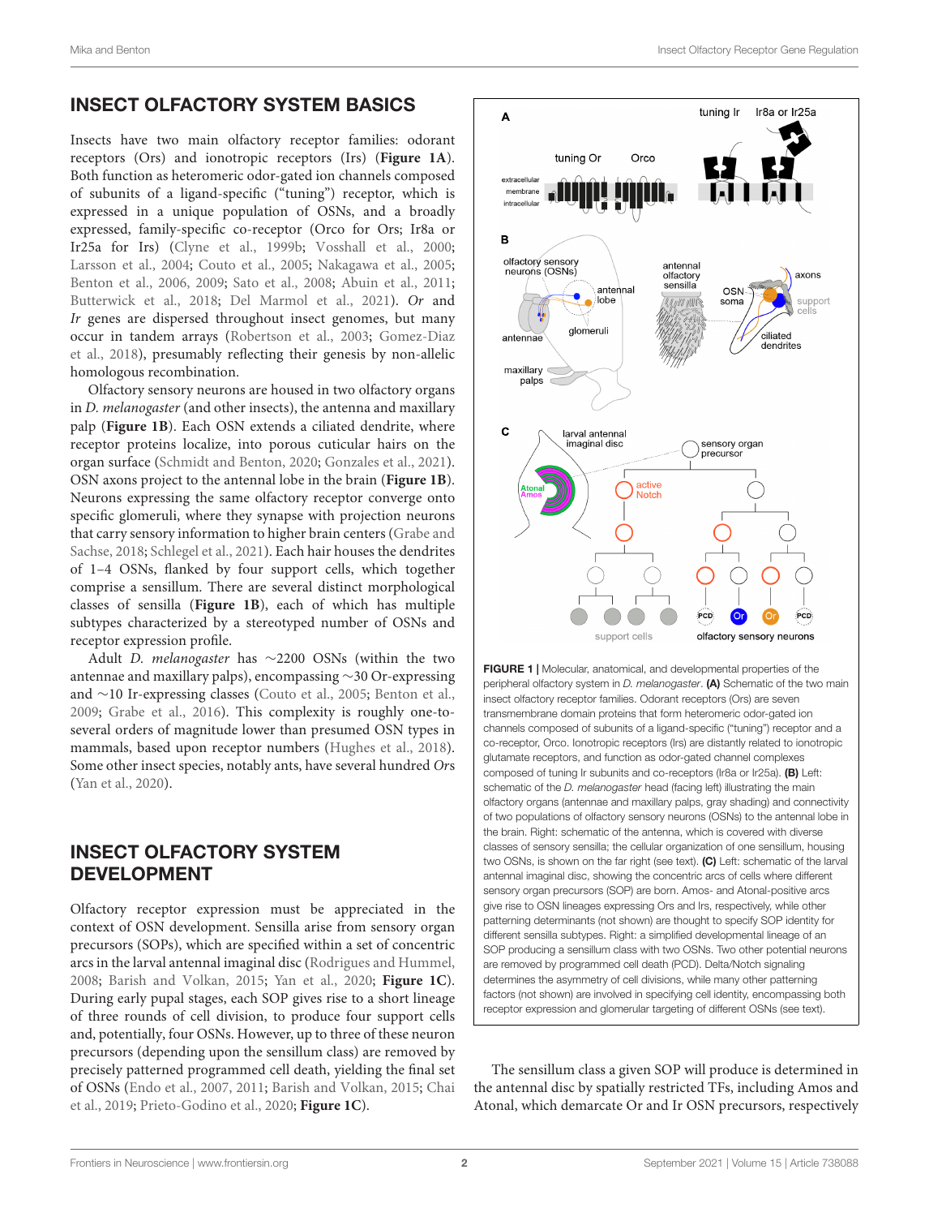## INSECT OLFACTORY SYSTEM BASICS

Insects have two main olfactory receptor families: odorant receptors (Ors) and ionotropic receptors (Irs) (**Figure 1A**). Both function as heteromeric odor-gated ion channels composed of subunits of a ligand-specific ("tuning") receptor, which is expressed in a unique population of OSNs, and a broadly expressed, family-specific co-receptor (Orco for Ors; Ir8a or Ir25a for Irs) (Clyne et al., 1999b; Vosshall et al., 2000; Larsson et al., 2004; Couto et al., 2005; Nakagawa et al., 2005; Benton et al., 2006, 2009; Sato et al., 2008; Abuin et al., 2011; Butterwick et al., 2018; Del Marmol et al., 2021). *Or* and *Ir* genes are dispersed throughout insect genomes, but many occur in tandem arrays (Robertson et al., 2003; Gomez-Diaz et al., 2018), presumably reflecting their genesis by non-allelic homologous recombination.

Olfactory sensory neurons are housed in two olfactory organs in *D. melanogaster* (and other insects), the antenna and maxillary palp (**Figure 1B**). Each OSN extends a ciliated dendrite, where receptor proteins localize, into porous cuticular hairs on the organ surface (Schmidt and Benton, 2020; Gonzales et al., 2021). OSN axons project to the antennal lobe in the brain (**Figure 1B**). Neurons expressing the same olfactory receptor converge onto specific glomeruli, where they synapse with projection neurons that carry sensory information to higher brain centers (Grabe and Sachse, 2018; Schlegel et al., 2021). Each hair houses the dendrites of 1–4 OSNs, flanked by four support cells, which together comprise a sensillum. There are several distinct morphological classes of sensilla (**Figure 1B**), each of which has multiple subtypes characterized by a stereotyped number of OSNs and receptor expression profile.

Adult *D. melanogaster* has ~2200 OSNs (within the two antennae and maxillary palps), encompassing ~30 Or-expressing and ~10 Ir-expressing classes (Couto et al., 2005; Benton et al., 2009; Grabe et al., 2016). This complexity is roughly one-to-several orders of magnitude lower than presumed OSN types in mammals, based upon receptor numbers (Hughes et al., 2018). Some other insect species, notably ants, have several hundred *Or*s (Yan et al., 2020).

## INSECT OLFACTORY SYSTEM DEVELOPMENT

Olfactory receptor expression must be appreciated in the context of OSN development. Sensilla arise from sensory organ precursors (SOPs), which are specified within a set of concentric arcs in the larval antennal imaginal disc (Rodrigues and Hummel, 2008; Barish and Volkan, 2015; Yan et al., 2020; **Figure 1C**). During early pupal stages, each SOP gives rise to a short lineage of three rounds of cell division, to produce four support cells and, potentially, four OSNs. However, up to three of these neuron precursors (depending upon the sensillum class) are removed by precisely patterned programmed cell death, yielding the final set of OSNs (Endo et al., 2007, 2011; Barish and Volkan, 2015; Chai et al., 2019; Prieto-Godino et al., 2020; **Figure 1C**).

**FIGURE 1 |** Molecular, anatomical, and developmental properties of the peripheral olfactory system in *D. melanogaster*. **(A)** Schematic of the two main insect olfactory receptor families. Odorant receptors (Ors) are seven transmembrane domain proteins that form heteromeric odor-gated ion channels composed of subunits of a ligand-specific ("tuning") receptor and a co-receptor, Orco. Ionotropic receptors (Irs) are distantly related to ionotropic glutamate receptors, and function as odor-gated channel complexes composed of tuning Ir subunits and co-receptors (Ir8a or Ir25a). **(B)** Left: schematic of the *D. melanogaster* head (facing left) illustrating the main olfactory organs (antennae and maxillary palps, gray shading) and connectivity of two populations of olfactory sensory neurons (OSNs) to the antennal lobe in the brain. Right: schematic of the antenna, which is covered with diverse classes of sensory sensilla; the cellular organization of one sensillum, housing two OSNs, is shown on the far right (see text). **(C)** Left: schematic of the larval antennal imaginal disc, showing the concentric arcs of cells where different sensory organ precursors (SOP) are born. Amos- and Atonal-positive arcs give rise to OSN lineages expressing Ors and Irs, respectively, while other patterning determinants (not shown) are thought to specify SOP identity for different sensilla subtypes. Right: a simplified developmental lineage of an SOP producing a sensillum class with two OSNs. Two other potential neurons are removed by programmed cell death (PCD). Delta/Notch signaling determines the asymmetry of cell divisions, while many other patterning factors (not shown) are involved in specifying cell identity, encompassing both receptor expression and glomerular targeting of different OSNs (see text).

The sensillum class a given SOP will produce is determined in the antennal disc by spatially restricted TFs, including Amos and Atonal, which demarcate Or and Ir OSN precursors, respectively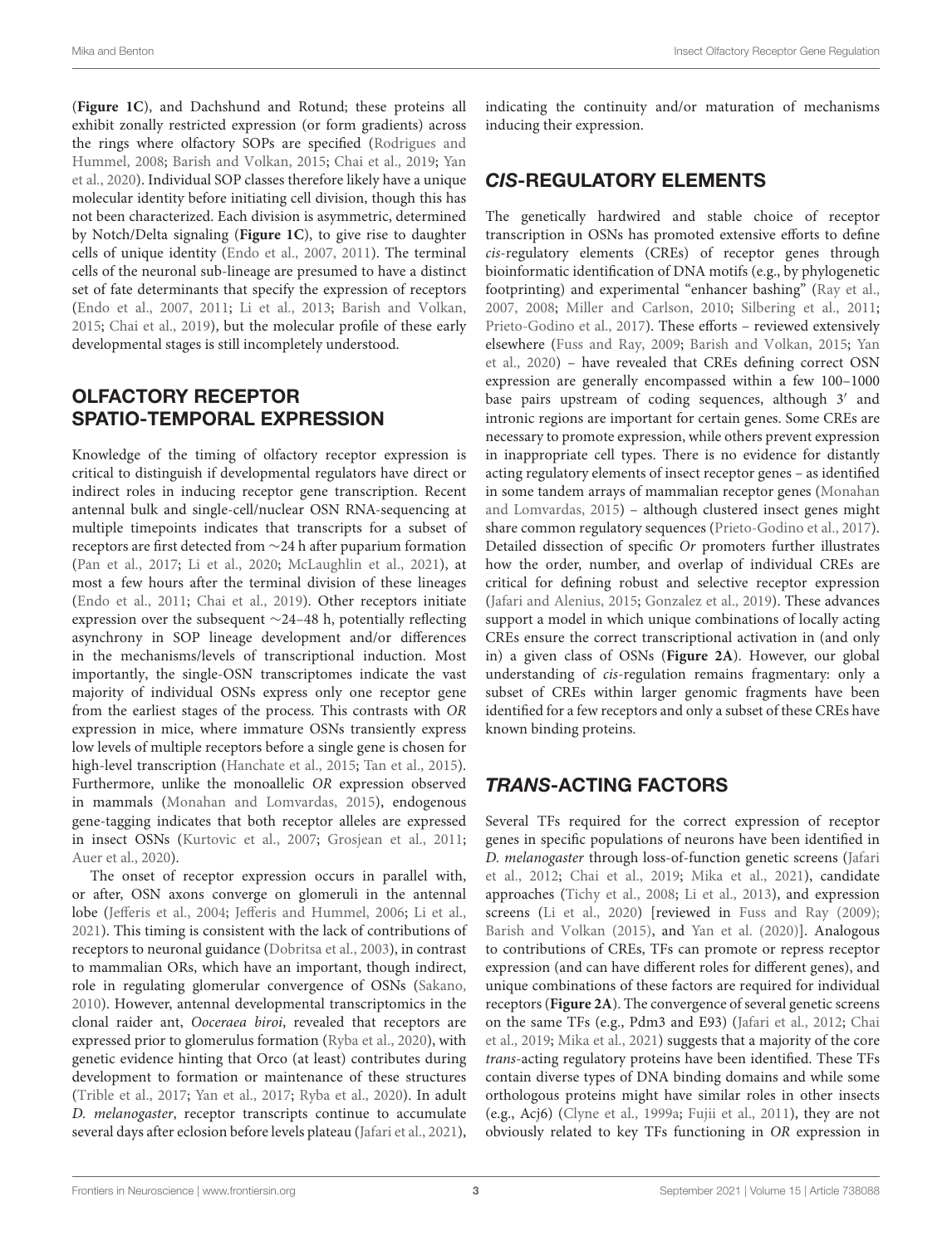(**Figure 1C**), and Dachshund and Rotund; these proteins all exhibit zonally restricted expression (or form gradients) across the rings where olfactory SOPs are specified (Rodrigues and Hummel, 2008; Barish and Volkan, 2015; Chai et al., 2019; Yan et al., 2020). Individual SOP classes therefore likely have a unique molecular identity before initiating cell division, though this has not been characterized. Each division is asymmetric, determined by Notch/Delta signaling (**Figure 1C**), to give rise to daughter cells of unique identity (Endo et al., 2007, 2011). The terminal cells of the neuronal sub-lineage are presumed to have a distinct set of fate determinants that specify the expression of receptors (Endo et al., 2007, 2011; Li et al., 2013; Barish and Volkan, 2015; Chai et al., 2019), but the molecular profile of these early developmental stages is still incompletely understood.

## OLFACTORY RECEPTOR SPATIO-TEMPORAL EXPRESSION

Knowledge of the timing of olfactory receptor expression is critical to distinguish if developmental regulators have direct or indirect roles in inducing receptor gene transcription. Recent antennal bulk and single-cell/nuclear OSN RNA-sequencing at multiple timepoints indicates that transcripts for a subset of receptors are first detected from ∼24 h after puparium formation (Pan et al., 2017; Li et al., 2020; McLaughlin et al., 2021), at most a few hours after the terminal division of these lineages (Endo et al., 2011; Chai et al., 2019). Other receptors initiate expression over the subsequent ∼24–48 h, potentially reflecting asynchrony in SOP lineage development and/or differences in the mechanisms/levels of transcriptional induction. Most importantly, the single-OSN transcriptomes indicate the vast majority of individual OSNs express only one receptor gene from the earliest stages of the process. This contrasts with *OR* expression in mice, where immature OSNs transiently express low levels of multiple receptors before a single gene is chosen for high-level transcription (Hanchate et al., 2015; Tan et al., 2015). Furthermore, unlike the monoallelic *OR* expression observed in mammals (Monahan and Lomvardas, 2015), endogenous gene-tagging indicates that both receptor alleles are expressed in insect OSNs (Kurtovic et al., 2007; Grosjean et al., 2011; Auer et al., 2020).

The onset of receptor expression occurs in parallel with, or after, OSN axons converge on glomeruli in the antennal lobe (Jefferis et al., 2004; Jefferis and Hummel, 2006; Li et al., 2021). This timing is consistent with the lack of contributions of receptors to neuronal guidance (Dobritsa et al., 2003), in contrast to mammalian ORs, which have an important, though indirect, role in regulating glomerular convergence of OSNs (Sakano, 2010). However, antennal developmental transcriptomics in the clonal raider ant, *Ooceraea biroi*, revealed that receptors are expressed prior to glomerulus formation (Ryba et al., 2020), with genetic evidence hinting that Orco (at least) contributes during development to formation or maintenance of these structures (Trible et al., 2017; Yan et al., 2017; Ryba et al., 2020). In adult *D. melanogaster*, receptor transcripts continue to accumulate several days after eclosion before levels plateau (Jafari et al., 2021), indicating the continuity and/or maturation of mechanisms inducing their expression.

## *CIS*-REGULATORY ELEMENTS

The genetically hardwired and stable choice of receptor transcription in OSNs has promoted extensive efforts to define *cis*-regulatory elements (CREs) of receptor genes through bioinformatic identification of DNA motifs (e.g., by phylogenetic footprinting) and experimental "enhancer bashing" (Ray et al., 2007, 2008; Miller and Carlson, 2010; Silbering et al., 2011; Prieto-Godino et al., 2017). These efforts – reviewed extensively elsewhere (Fuss and Ray, 2009; Barish and Volkan, 2015; Yan et al., 2020) – have revealed that CREs defining correct OSN expression are generally encompassed within a few 100–1000 base pairs upstream of coding sequences, although 3′ and intronic regions are important for certain genes. Some CREs are necessary to promote expression, while others prevent expression in inappropriate cell types. There is no evidence for distantly acting regulatory elements of insect receptor genes – as identified in some tandem arrays of mammalian receptor genes (Monahan and Lomvardas, 2015) – although clustered insect genes might share common regulatory sequences (Prieto-Godino et al., 2017). Detailed dissection of specific *Or* promoters further illustrates how the order, number, and overlap of individual CREs are critical for defining robust and selective receptor expression (Jafari and Alenius, 2015; Gonzalez et al., 2019). These advances support a model in which unique combinations of locally acting CREs ensure the correct transcriptional activation in (and only in) a given class of OSNs (**Figure 2A**). However, our global understanding of *cis*-regulation remains fragmentary: only a subset of CREs within larger genomic fragments have been identified for a few receptors and only a subset of these CREs have known binding proteins.

## *TRANS*-ACTING FACTORS

Several TFs required for the correct expression of receptor genes in specific populations of neurons have been identified in *D. melanogaster* through loss-of-function genetic screens (Jafari et al., 2012; Chai et al., 2019; Mika et al., 2021), candidate approaches (Tichy et al., 2008; Li et al., 2013), and expression screens (Li et al., 2020) [reviewed in Fuss and Ray (2009); Barish and Volkan (2015), and Yan et al. (2020)]. Analogous to contributions of CREs, TFs can promote or repress receptor expression (and can have different roles for different genes), and unique combinations of these factors are required for individual receptors (**Figure 2A**). The convergence of several genetic screens on the same TFs (e.g., Pdm3 and E93) (Jafari et al., 2012; Chai et al., 2019; Mika et al., 2021) suggests that a majority of the core *trans*-acting regulatory proteins have been identified. These TFs contain diverse types of DNA binding domains and while some orthologous proteins might have similar roles in other insects (e.g., Acj6) (Clyne et al., 1999a; Fujii et al., 2011), they are not obviously related to key TFs functioning in *OR* expression in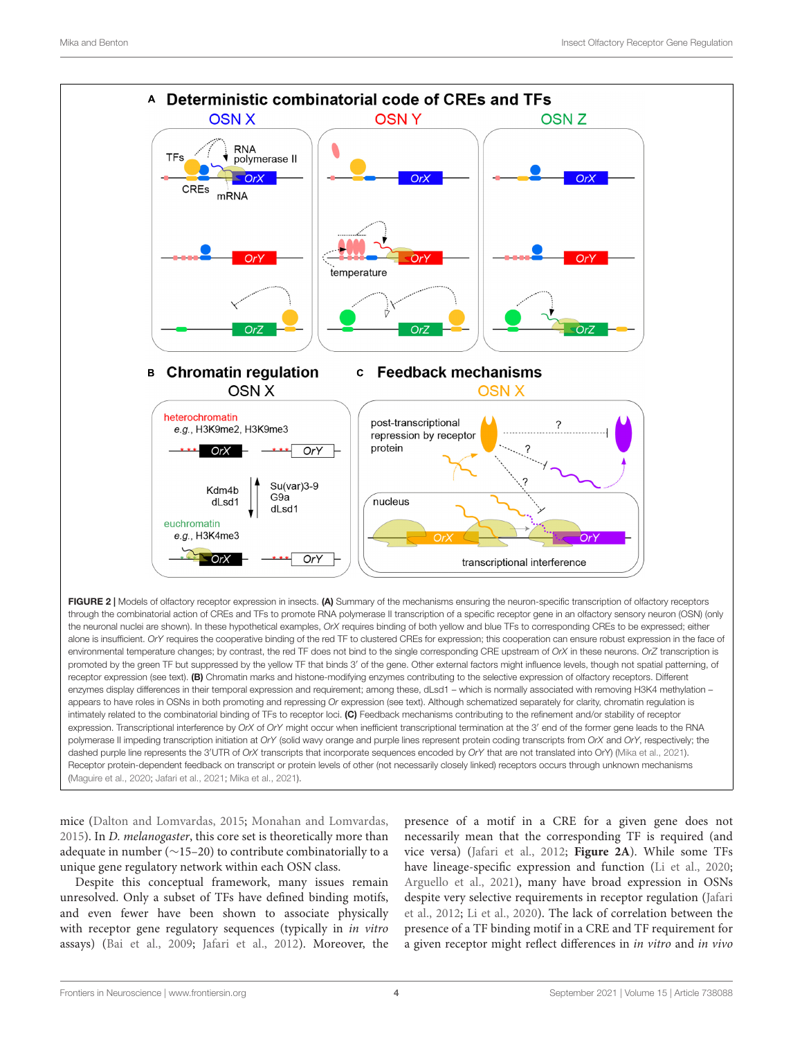**FIGURE 2 |** Models of olfactory receptor expression in insects. **(A)** Summary of the mechanisms ensuring the neuron-specific transcription of olfactory receptors through the combinatorial action of CREs and TFs to promote RNA polymerase II transcription of a specific receptor gene in an olfactory sensory neuron (OSN) (only the neuronal nuclei are shown). In these hypothetical examples, *OrX* requires binding of both yellow and blue TFs to corresponding CREs to be expressed; either alone is insufficient. *OrY* requires the cooperative binding of the red TF to clustered CREs for expression; this cooperation can ensure robust expression in the face of environmental temperature changes; by contrast, the red TF does not bind to the single corresponding CRE upstream of *OrX* in these neurons. *OrZ* transcription is promoted by the green TF but suppressed by the yellow TF that binds 3′ of the gene. Other external factors might influence levels, though not spatial patterning, of receptor expression (see text). **(B)** Chromatin marks and histone-modifying enzymes contributing to the selective expression of olfactory receptors. Different enzymes display differences in their temporal expression and requirement; among these, dLsd1 – which is normally associated with removing H3K4 methylation – appears to have roles in OSNs in both promoting and repressing *Or* expression (see text). Although schematized separately for clarity, chromatin regulation is intimately related to the combinatorial binding of TFs to receptor loci. **(C)** Feedback mechanisms contributing to the refinement and/or stability of receptor expression. Transcriptional interference by *OrX* of *OrY* might occur when inefficient transcriptional termination at the 3′ end of the former gene leads to the RNA polymerase II impeding transcription initiation at *OrY* (solid wavy orange and purple lines represent protein coding transcripts from *OrX* and *OrY*, respectively; the dashed purple line represents the 3′UTR of *OrX* transcripts that incorporate sequences encoded by *OrY* that are not translated into OrY) (Mika et al., 2021). Receptor protein-dependent feedback on transcript or protein levels of other (not necessarily closely linked) receptors occurs through unknown mechanisms (Maguire et al., 2020; Jafari et al., 2021; Mika et al., 2021).

mice (Dalton and Lomvardas, 2015; Monahan and Lomvardas, 2015). In *D. melanogaster*, this core set is theoretically more than adequate in number (~15–20) to contribute combinatorially to a unique gene regulatory network within each OSN class.

Despite this conceptual framework, many issues remain unresolved. Only a subset of TFs have defined binding motifs, and even fewer have been shown to associate physically with receptor gene regulatory sequences (typically in *in vitro* assays) (Bai et al., 2009; Jafari et al., 2012). Moreover, the presence of a motif in a CRE for a given gene does not necessarily mean that the corresponding TF is required (and vice versa) (Jafari et al., 2012; **Figure 2A**). While some TFs have lineage-specific expression and function (Li et al., 2020; Arguello et al., 2021), many have broad expression in OSNs despite very selective requirements in receptor regulation (Jafari et al., 2012; Li et al., 2020). The lack of correlation between the presence of a TF binding motif in a CRE and TF requirement for a given receptor might reflect differences in *in vitro* and *in vivo*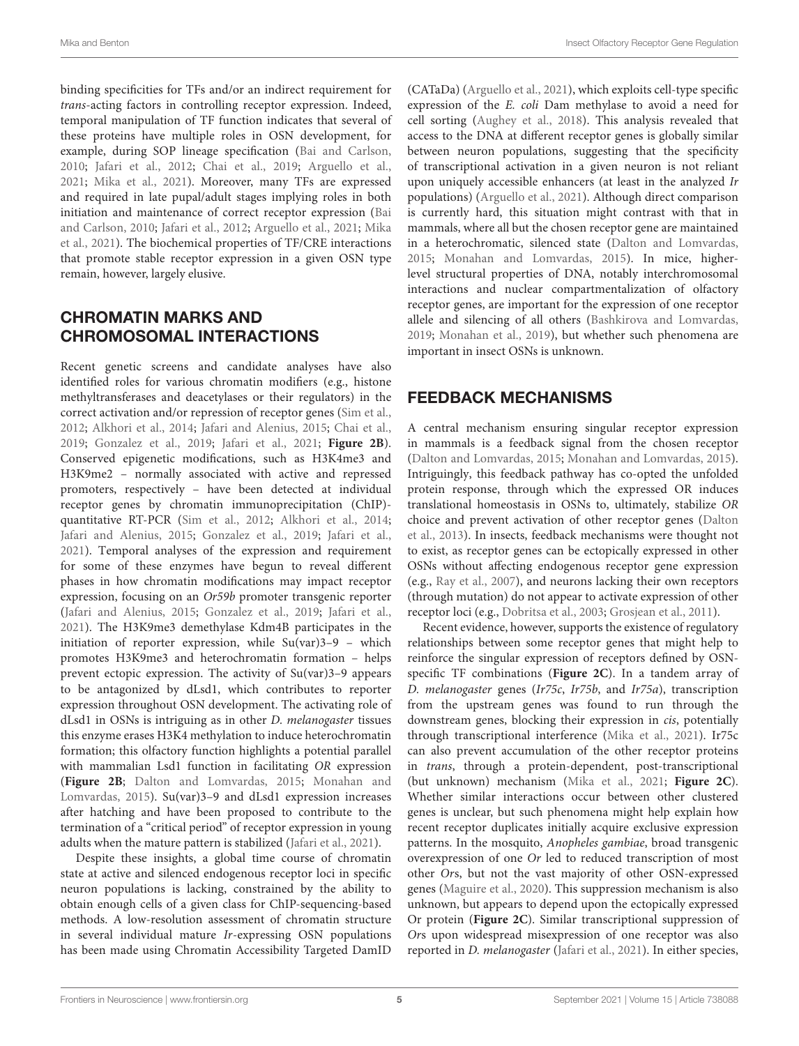binding specificities for TFs and/or an indirect requirement for *trans*-acting factors in controlling receptor expression. Indeed, temporal manipulation of TF function indicates that several of these proteins have multiple roles in OSN development, for example, during SOP lineage specification (Bai and Carlson, 2010; Jafari et al., 2012; Chai et al., 2019; Arguello et al., 2021; Mika et al., 2021). Moreover, many TFs are expressed and required in late pupal/adult stages implying roles in both initiation and maintenance of correct receptor expression (Bai and Carlson, 2010; Jafari et al., 2012; Arguello et al., 2021; Mika et al., 2021). The biochemical properties of TF/CRE interactions that promote stable receptor expression in a given OSN type remain, however, largely elusive.

## CHROMATIN MARKS AND CHROMOSOMAL INTERACTIONS

Recent genetic screens and candidate analyses have also identified roles for various chromatin modifiers (e.g., histone methyltransferases and deacetylases or their regulators) in the correct activation and/or repression of receptor genes (Sim et al., 2012; Alkhori et al., 2014; Jafari and Alenius, 2015; Chai et al., 2019; Gonzalez et al., 2019; Jafari et al., 2021; **Figure 2B**). Conserved epigenetic modifications, such as H3K4me3 and H3K9me2 – normally associated with active and repressed promoters, respectively – have been detected at individual receptor genes by chromatin immunoprecipitation (ChIP)-quantitative RT-PCR (Sim et al., 2012; Alkhori et al., 2014; Jafari and Alenius, 2015; Gonzalez et al., 2019; Jafari et al., 2021). Temporal analyses of the expression and requirement for some of these enzymes have begun to reveal different phases in how chromatin modifications may impact receptor expression, focusing on an *Or59b* promoter transgenic reporter (Jafari and Alenius, 2015; Gonzalez et al., 2019; Jafari et al., 2021). The H3K9me3 demethylase Kdm4B participates in the initiation of reporter expression, while Su(var)3–9 – which promotes H3K9me3 and heterochromatin formation – helps prevent ectopic expression. The activity of Su(var)3–9 appears to be antagonized by dLsd1, which contributes to reporter expression throughout OSN development. The activating role of dLsd1 in OSNs is intriguing as in other *D. melanogaster* tissues this enzyme erases H3K4 methylation to induce heterochromatin formation; this olfactory function highlights a potential parallel with mammalian Lsd1 function in facilitating *OR* expression (**Figure 2B**; Dalton and Lomvardas, 2015; Monahan and Lomvardas, 2015). Su(var)3–9 and dLsd1 expression increases after hatching and have been proposed to contribute to the termination of a "critical period" of receptor expression in young adults when the mature pattern is stabilized (Jafari et al., 2021).

Despite these insights, a global time course of chromatin state at active and silenced endogenous receptor loci in specific neuron populations is lacking, constrained by the ability to obtain enough cells of a given class for ChIP-sequencing-based methods. A low-resolution assessment of chromatin structure in several individual mature *Ir*-expressing OSN populations has been made using Chromatin Accessibility Targeted DamID (CATaDa) (Arguello et al., 2021), which exploits cell-type specific expression of the *E. coli* Dam methylase to avoid a need for cell sorting (Aughey et al., 2018). This analysis revealed that access to the DNA at different receptor genes is globally similar between neuron populations, suggesting that the specificity of transcriptional activation in a given neuron is not reliant upon uniquely accessible enhancers (at least in the analyzed *Ir* populations) (Arguello et al., 2021). Although direct comparison is currently hard, this situation might contrast with that in mammals, where all but the chosen receptor gene are maintained in a heterochromatic, silenced state (Dalton and Lomvardas, 2015; Monahan and Lomvardas, 2015). In mice, higher-level structural properties of DNA, notably interchromosomal interactions and nuclear compartmentalization of olfactory receptor genes, are important for the expression of one receptor allele and silencing of all others (Bashkirova and Lomvardas, 2019; Monahan et al., 2019), but whether such phenomena are important in insect OSNs is unknown.

## FEEDBACK MECHANISMS

A central mechanism ensuring singular receptor expression in mammals is a feedback signal from the chosen receptor (Dalton and Lomvardas, 2015; Monahan and Lomvardas, 2015). Intriguingly, this feedback pathway has co-opted the unfolded protein response, through which the expressed OR induces translational homeostasis in OSNs to, ultimately, stabilize *OR* choice and prevent activation of other receptor genes (Dalton et al., 2013). In insects, feedback mechanisms were thought not to exist, as receptor genes can be ectopically expressed in other OSNs without affecting endogenous receptor gene expression (e.g., Ray et al., 2007), and neurons lacking their own receptors (through mutation) do not appear to activate expression of other receptor loci (e.g., Dobritsa et al., 2003; Grosjean et al., 2011).

Recent evidence, however, supports the existence of regulatory relationships between some receptor genes that might help to reinforce the singular expression of receptors defined by OSN-specific TF combinations (**Figure 2C**). In a tandem array of *D. melanogaster* genes (*Ir75c*, *Ir75b*, and *Ir75a*), transcription from the upstream genes was found to run through the downstream genes, blocking their expression in *cis*, potentially through transcriptional interference (Mika et al., 2021). Ir75c can also prevent accumulation of the other receptor proteins in *trans*, through a protein-dependent, post-transcriptional (but unknown) mechanism (Mika et al., 2021; **Figure 2C**). Whether similar interactions occur between other clustered genes is unclear, but such phenomena might help explain how recent receptor duplicates initially acquire exclusive expression patterns. In the mosquito, *Anopheles gambiae*, broad transgenic overexpression of one *Or* led to reduced transcription of most other *Or*s, but not the vast majority of other OSN-expressed genes (Maguire et al., 2020). This suppression mechanism is also unknown, but appears to depend upon the ectopically expressed Or protein (**Figure 2C**). Similar transcriptional suppression of *Or*s upon widespread misexpression of one receptor was also reported in *D. melanogaster* (Jafari et al., 2021). In either species,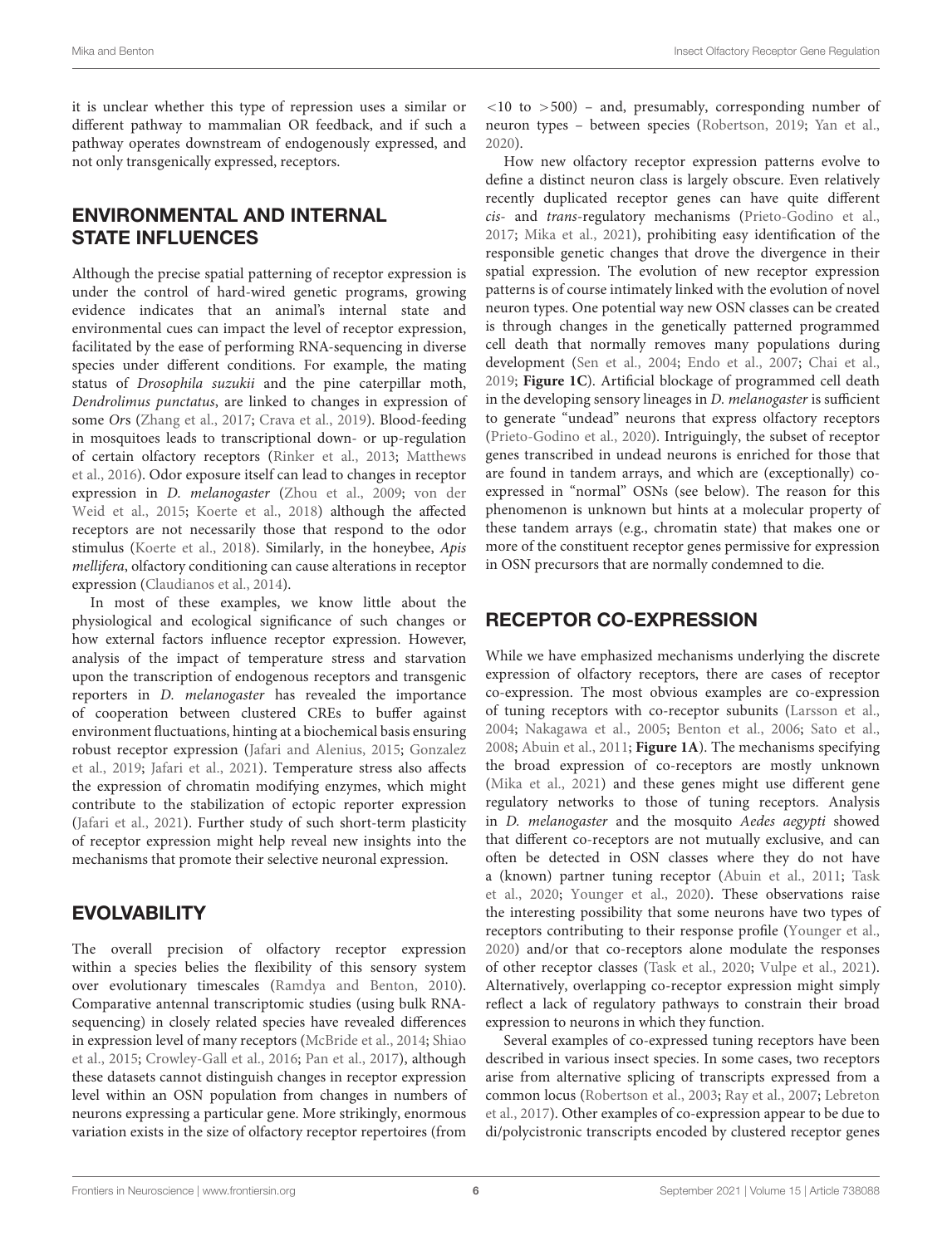it is unclear whether this type of repression uses a similar or different pathway to mammalian OR feedback, and if such a pathway operates downstream of endogenously expressed, and not only transgenically expressed, receptors.

## ENVIRONMENTAL AND INTERNAL STATE INFLUENCES

Although the precise spatial patterning of receptor expression is under the control of hard-wired genetic programs, growing evidence indicates that an animal's internal state and environmental cues can impact the level of receptor expression, facilitated by the ease of performing RNA-sequencing in diverse species under different conditions. For example, the mating status of *Drosophila suzukii* and the pine caterpillar moth, *Dendrolimus punctatus*, are linked to changes in expression of some *Ors* (Zhang et al., 2017; Crava et al., 2019). Blood-feeding in mosquitoes leads to transcriptional down- or up-regulation of certain olfactory receptors (Rinker et al., 2013; Matthews et al., 2016). Odor exposure itself can lead to changes in receptor expression in *D. melanogaster* (Zhou et al., 2009; von der Weid et al., 2015; Koerte et al., 2018) although the affected receptors are not necessarily those that respond to the odor stimulus (Koerte et al., 2018). Similarly, in the honeybee, *Apis mellifera*, olfactory conditioning can cause alterations in receptor expression (Claudianos et al., 2014).

In most of these examples, we know little about the physiological and ecological significance of such changes or how external factors influence receptor expression. However, analysis of the impact of temperature stress and starvation upon the transcription of endogenous receptors and transgenic reporters in *D. melanogaster* has revealed the importance of cooperation between clustered CREs to buffer against environment fluctuations, hinting at a biochemical basis ensuring robust receptor expression (Jafari and Alenius, 2015; Gonzalez et al., 2019; Jafari et al., 2021). Temperature stress also affects the expression of chromatin modifying enzymes, which might contribute to the stabilization of ectopic reporter expression (Jafari et al., 2021). Further study of such short-term plasticity of receptor expression might help reveal new insights into the mechanisms that promote their selective neuronal expression.

## EVOLVABILITY

The overall precision of olfactory receptor expression within a species belies the flexibility of this sensory system over evolutionary timescales (Ramdya and Benton, 2010). Comparative antennal transcriptomic studies (using bulk RNA-sequencing) in closely related species have revealed differences in expression level of many receptors (McBride et al., 2014; Shiao et al., 2015; Crowley-Gall et al., 2016; Pan et al., 2017), although these datasets cannot distinguish changes in receptor expression level within an OSN population from changes in numbers of neurons expressing a particular gene. More strikingly, enormous variation exists in the size of olfactory receptor repertoires (from <10 to >500) – and, presumably, corresponding number of neuron types – between species (Robertson, 2019; Yan et al., 2020).

How new olfactory receptor expression patterns evolve to define a distinct neuron class is largely obscure. Even relatively recently duplicated receptor genes can have quite different *cis*- and *trans*-regulatory mechanisms (Prieto-Godino et al., 2017; Mika et al., 2021), prohibiting easy identification of the responsible genetic changes that drove the divergence in their spatial expression. The evolution of new receptor expression patterns is of course intimately linked with the evolution of novel neuron types. One potential way new OSN classes can be created is through changes in the genetically patterned programmed cell death that normally removes many populations during development (Sen et al., 2004; Endo et al., 2007; Chai et al., 2019; **Figure 1C**). Artificial blockage of programmed cell death in the developing sensory lineages in *D. melanogaster* is sufficient to generate "undead" neurons that express olfactory receptors (Prieto-Godino et al., 2020). Intriguingly, the subset of receptor genes transcribed in undead neurons is enriched for those that are found in tandem arrays, and which are (exceptionally) co-expressed in "normal" OSNs (see below). The reason for this phenomenon is unknown but hints at a molecular property of these tandem arrays (e.g., chromatin state) that makes one or more of the constituent receptor genes permissive for expression in OSN precursors that are normally condemned to die.

## RECEPTOR CO-EXPRESSION

While we have emphasized mechanisms underlying the discrete expression of olfactory receptors, there are cases of receptor co-expression. The most obvious examples are co-expression of tuning receptors with co-receptor subunits (Larsson et al., 2004; Nakagawa et al., 2005; Benton et al., 2006; Sato et al., 2008; Abuin et al., 2011; **Figure 1A**). The mechanisms specifying the broad expression of co-receptors are mostly unknown (Mika et al., 2021) and these genes might use different gene regulatory networks to those of tuning receptors. Analysis in *D. melanogaster* and the mosquito *Aedes aegypti* showed that different co-receptors are not mutually exclusive, and can often be detected in OSN classes where they do not have a (known) partner tuning receptor (Abuin et al., 2011; Task et al., 2020; Younger et al., 2020). These observations raise the interesting possibility that some neurons have two types of receptors contributing to their response profile (Younger et al., 2020) and/or that co-receptors alone modulate the responses of other receptor classes (Task et al., 2020; Vulpe et al., 2021). Alternatively, overlapping co-receptor expression might simply reflect a lack of regulatory pathways to constrain their broad expression to neurons in which they function.

Several examples of co-expressed tuning receptors have been described in various insect species. In some cases, two receptors arise from alternative splicing of transcripts expressed from a common locus (Robertson et al., 2003; Ray et al., 2007; Lebreton et al., 2017). Other examples of co-expression appear to be due to di/polycistronic transcripts encoded by clustered receptor genes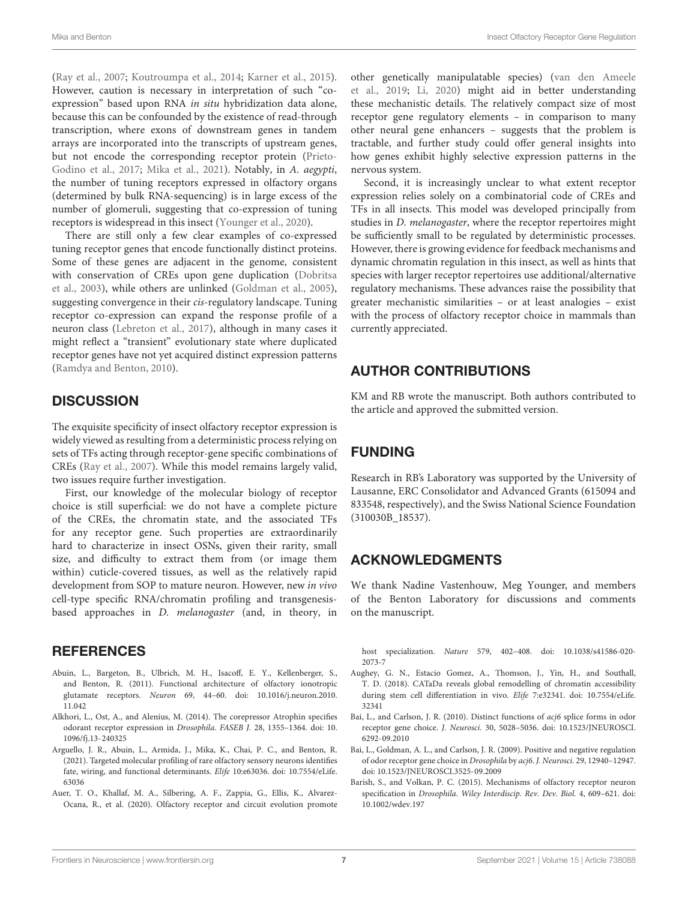(Ray et al., 2007; Koutroumpa et al., 2014; Karner et al., 2015). However, caution is necessary in interpretation of such "co-expression" based upon RNA *in situ* hybridization data alone, because this can be confounded by the existence of read-through transcription, where exons of downstream genes in tandem arrays are incorporated into the transcripts of upstream genes, but not encode the corresponding receptor protein (Prieto-Godino et al., 2017; Mika et al., 2021). Notably, in *A. aegypti*, the number of tuning receptors expressed in olfactory organs (determined by bulk RNA-sequencing) is in large excess of the number of glomeruli, suggesting that co-expression of tuning receptors is widespread in this insect (Younger et al., 2020).

There are still only a few clear examples of co-expressed tuning receptor genes that encode functionally distinct proteins. Some of these genes are adjacent in the genome, consistent with conservation of CREs upon gene duplication (Dobritsa et al., 2003), while others are unlinked (Goldman et al., 2005), suggesting convergence in their *cis*-regulatory landscape. Tuning receptor co-expression can expand the response profile of a neuron class (Lebreton et al., 2017), although in many cases it might reflect a "transient" evolutionary state where duplicated receptor genes have not yet acquired distinct expression patterns (Ramdya and Benton, 2010).

## DISCUSSION

The exquisite specificity of insect olfactory receptor expression is widely viewed as resulting from a deterministic process relying on sets of TFs acting through receptor-gene specific combinations of CREs (Ray et al., 2007). While this model remains largely valid, two issues require further investigation.

First, our knowledge of the molecular biology of receptor choice is still superficial: we do not have a complete picture of the CREs, the chromatin state, and the associated TFs for any receptor gene. Such properties are extraordinarily hard to characterize in insect OSNs, given their rarity, small size, and difficulty to extract them from (or image them within) cuticle-covered tissues, as well as the relatively rapid development from SOP to mature neuron. However, new *in vivo* cell-type specific RNA/chromatin profiling and transgenesis-based approaches in *D. melanogaster* (and, in theory, in other genetically manipulatable species) (van den Ameele et al., 2019; Li, 2020) might aid in better understanding these mechanistic details. The relatively compact size of most receptor gene regulatory elements – in comparison to many other neural gene enhancers – suggests that the problem is tractable, and further study could offer general insights into how genes exhibit highly selective expression patterns in the nervous system.

Second, it is increasingly unclear to what extent receptor expression relies solely on a combinatorial code of CREs and TFs in all insects. This model was developed principally from studies in *D. melanogaster*, where the receptor repertoires might be sufficiently small to be regulated by deterministic processes. However, there is growing evidence for feedback mechanisms and dynamic chromatin regulation in this insect, as well as hints that species with larger receptor repertoires use additional/alternative regulatory mechanisms. These advances raise the possibility that greater mechanistic similarities – or at least analogies – exist with the process of olfactory receptor choice in mammals than currently appreciated.

## AUTHOR CONTRIBUTIONS

KM and RB wrote the manuscript. Both authors contributed to the article and approved the submitted version.

## FUNDING

Research in RB's Laboratory was supported by the University of Lausanne, ERC Consolidator and Advanced Grants (615094 and 833548, respectively), and the Swiss National Science Foundation (310030B_18537).

## ACKNOWLEDGMENTS

We thank Nadine Vastenhouw, Meg Younger, and members of the Benton Laboratory for discussions and comments on the manuscript.

## REFERENCES

Abuin, L., Bargeton, B., Ulbrich, M. H., Isacoff, E. Y., Kellenberger, S., and Benton, R. (2011). Functional architecture of olfactory ionotropic glutamate receptors. *Neuron* 69, 44–60. doi: 10.1016/j.neuron.2010.11.042

Alkhori, L., Ost, A., and Alenius, M. (2014). The corepressor Atrophin specifies odorant receptor expression in *Drosophila*. *FASEB J.* 28, 1355–1364. doi: 10.1096/fj.13-240325

Arguello, J. R., Abuin, L., Armida, J., Mika, K., Chai, P. C., and Benton, R. (2021). Targeted molecular profiling of rare olfactory sensory neurons identifies fate, wiring, and functional determinants. *Elife* 10:e63036. doi: 10.7554/eLife.63036

Auer, T. O., Khallaf, M. A., Silbering, A. F., Zappia, G., Ellis, K., Alvarez-Ocana, R., et al. (2020). Olfactory receptor and circuit evolution promote host specialization. *Nature* 579, 402–408. doi: 10.1038/s41586-020-2073-7

Aughey, G. N., Estacio Gomez, A., Thomson, J., Yin, H., and Southall, T. D. (2018). CATaDa reveals global remodelling of chromatin accessibility during stem cell differentiation in vivo. *Elife* 7:e32341. doi: 10.7554/eLife.32341

Bai, L., and Carlson, J. R. (2010). Distinct functions of *acj6* splice forms in odor receptor gene choice. *J. Neurosci.* 30, 5028–5036. doi: 10.1523/JNEUROSCI.6292-09.2010

Bai, L., Goldman, A. L., and Carlson, J. R. (2009). Positive and negative regulation of odor receptor gene choice in *Drosophila* by *acj6*. *J. Neurosci.* 29, 12940–12947. doi: 10.1523/JNEUROSCI.3525-09.2009

Barish, S., and Volkan, P. C. (2015). Mechanisms of olfactory receptor neuron specification in *Drosophila*. *Wiley Interdiscip. Rev. Dev. Biol.* 4, 609–621. doi: 10.1002/wdev.197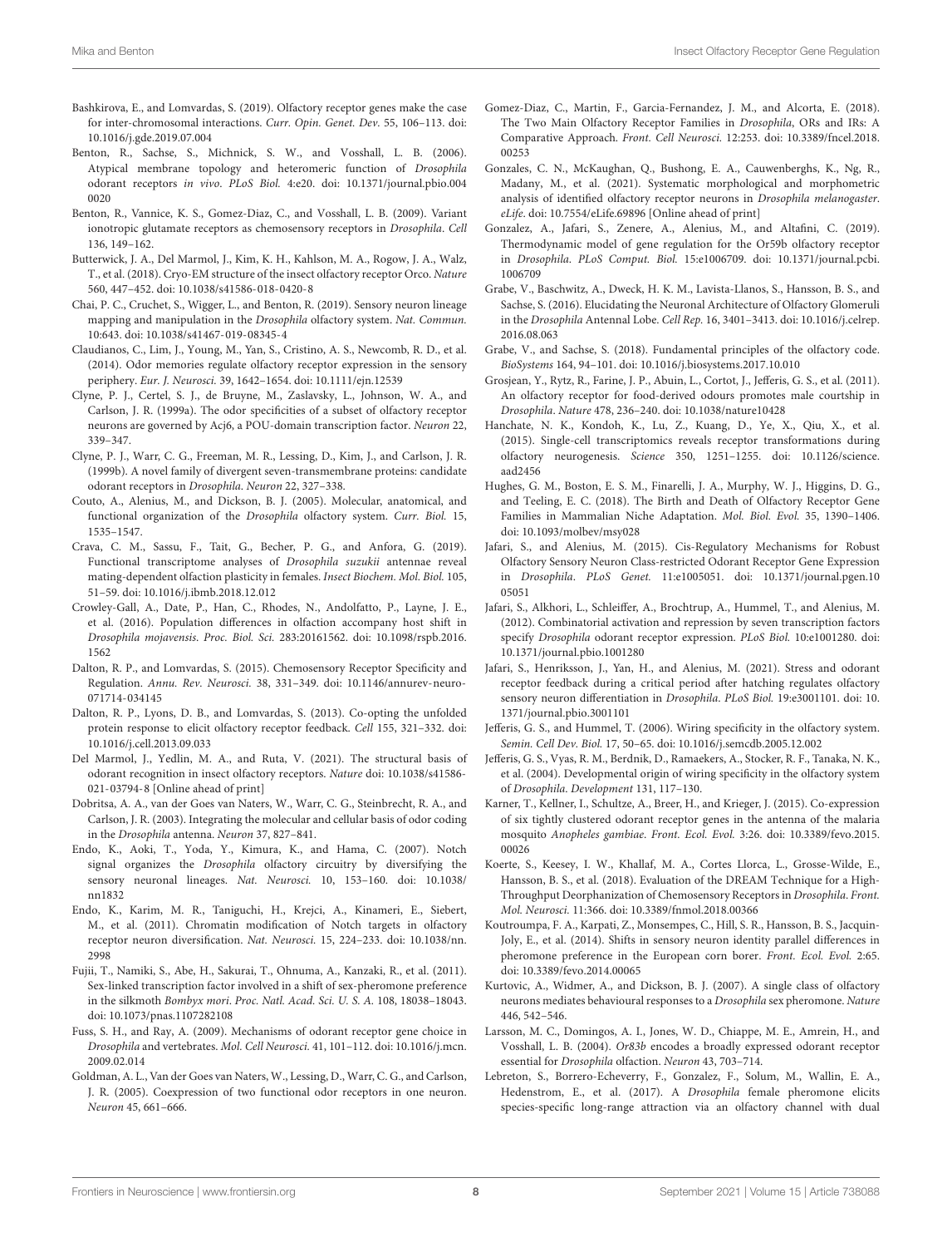Bashkirova, E., and Lomvardas, S. (2019). Olfactory receptor genes make the case for inter-chromosomal interactions. *Curr. Opin. Genet. Dev.* 55, 106–113. doi: 10.1016/j.gde.2019.07.004

Benton, R., Sachse, S., Michnick, S. W., and Vosshall, L. B. (2006). Atypical membrane topology and heteromeric function of *Drosophila* odorant receptors *in vivo*. *PLoS Biol.* 4:e20. doi: 10.1371/journal.pbio.0040020

Benton, R., Vannice, K. S., Gomez-Diaz, C., and Vosshall, L. B. (2009). Variant ionotropic glutamate receptors as chemosensory receptors in *Drosophila*. *Cell* 136, 149–162.

Butterwick, J. A., Del Marmol, J., Kim, K. H., Kahlson, M. A., Rogow, J. A., Walz, T., et al. (2018). Cryo-EM structure of the insect olfactory receptor Orco. *Nature* 560, 447–452. doi: 10.1038/s41586-018-0420-8

Chai, P. C., Cruchet, S., Wigger, L., and Benton, R. (2019). Sensory neuron lineage mapping and manipulation in the *Drosophila* olfactory system. *Nat. Commun.* 10:643. doi: 10.1038/s41467-019-08345-4

Claudianos, C., Lim, J., Young, M., Yan, S., Cristino, A. S., Newcomb, R. D., et al. (2014). Odor memories regulate olfactory receptor expression in the sensory periphery. *Eur. J. Neurosci.* 39, 1642–1654. doi: 10.1111/ejn.12539

Clyne, P. J., Certel, S. J., de Bruyne, M., Zaslavsky, L., Johnson, W. A., and Carlson, J. R. (1999a). The odor specificities of a subset of olfactory receptor neurons are governed by Acj6, a POU-domain transcription factor. *Neuron* 22, 339–347.

Clyne, P. J., Warr, C. G., Freeman, M. R., Lessing, D., Kim, J., and Carlson, J. R. (1999b). A novel family of divergent seven-transmembrane proteins: candidate odorant receptors in *Drosophila*. *Neuron* 22, 327–338.

Couto, A., Alenius, M., and Dickson, B. J. (2005). Molecular, anatomical, and functional organization of the *Drosophila* olfactory system. *Curr. Biol.* 15, 1535–1547.

Crava, C. M., Sassu, F., Tait, G., Becher, P. G., and Anfora, G. (2019). Functional transcriptome analyses of *Drosophila suzukii* antennae reveal mating-dependent olfaction plasticity in females. *Insect Biochem. Mol. Biol.* 105, 51–59. doi: 10.1016/j.ibmb.2018.12.012

Crowley-Gall, A., Date, P., Han, C., Rhodes, N., Andolfatto, P., Layne, J. E., et al. (2016). Population differences in olfaction accompany host shift in *Drosophila mojavensis*. *Proc. Biol. Sci.* 283:20161562. doi: 10.1098/rspb.2016.1562

Dalton, R. P., and Lomvardas, S. (2015). Chemosensory Receptor Specificity and Regulation. *Annu. Rev. Neurosci.* 38, 331–349. doi: 10.1146/annurev-neuro-071714-034145

Dalton, R. P., Lyons, D. B., and Lomvardas, S. (2013). Co-opting the unfolded protein response to elicit olfactory receptor feedback. *Cell* 155, 321–332. doi: 10.1016/j.cell.2013.09.033

Del Marmol, J., Yedlin, M. A., and Ruta, V. (2021). The structural basis of odorant recognition in insect olfactory receptors. *Nature* doi: 10.1038/s41586-021-03794-8 [Online ahead of print]

Dobritsa, A. A., van der Goes van Naters, W., Warr, C. G., Steinbrecht, R. A., and Carlson, J. R. (2003). Integrating the molecular and cellular basis of odor coding in the *Drosophila* antenna. *Neuron* 37, 827–841.

Endo, K., Aoki, T., Yoda, Y., Kimura, K., and Hama, C. (2007). Notch signal organizes the *Drosophila* olfactory circuitry by diversifying the sensory neuronal lineages. *Nat. Neurosci.* 10, 153–160. doi: 10.1038/nn1832

Endo, K., Karim, M. R., Taniguchi, H., Krejci, A., Kinameri, E., Siebert, M., et al. (2011). Chromatin modification of Notch targets in olfactory receptor neuron diversification. *Nat. Neurosci.* 15, 224–233. doi: 10.1038/nn.2998

Fujii, T., Namiki, S., Abe, H., Sakurai, T., Ohnuma, A., Kanzaki, R., et al. (2011). Sex-linked transcription factor involved in a shift of sex-pheromone preference in the silkmoth *Bombyx mori*. *Proc. Natl. Acad. Sci. U. S. A.* 108, 18038–18043. doi: 10.1073/pnas.1107282108

Fuss, S. H., and Ray, A. (2009). Mechanisms of odorant receptor gene choice in *Drosophila* and vertebrates. *Mol. Cell Neurosci.* 41, 101–112. doi: 10.1016/j.mcn.2009.02.014

Goldman, A. L., Van der Goes van Naters, W., Lessing, D., Warr, C. G., and Carlson, J. R. (2005). Coexpression of two functional odor receptors in one neuron. *Neuron* 45, 661–666.

Gomez-Diaz, C., Martin, F., Garcia-Fernandez, J. M., and Alcorta, E. (2018). The Two Main Olfactory Receptor Families in *Drosophila*, ORs and IRs: A Comparative Approach. *Front. Cell Neurosci.* 12:253. doi: 10.3389/fncel.2018.00253

Gonzales, C. N., McKaughan, Q., Bushong, E. A., Cauwenberghs, K., Ng, R., Madany, M., et al. (2021). Systematic morphological and morphometric analysis of identified olfactory receptor neurons in *Drosophila melanogaster*. *eLife*. doi: 10.7554/eLife.69896 [Online ahead of print]

Gonzalez, A., Jafari, S., Zenere, A., Alenius, M., and Altafini, C. (2019). Thermodynamic model of gene regulation for the Or59b olfactory receptor in *Drosophila*. *PLoS Comput. Biol.* 15:e1006709. doi: 10.1371/journal.pcbi.1006709

Grabe, V., Baschwitz, A., Dweck, H. K. M., Lavista-Llanos, S., Hansson, B. S., and Sachse, S. (2016). Elucidating the Neuronal Architecture of Olfactory Glomeruli in the *Drosophila* Antennal Lobe. *Cell Rep.* 16, 3401–3413. doi: 10.1016/j.celrep.2016.08.063

Grabe, V., and Sachse, S. (2018). Fundamental principles of the olfactory code. *BioSystems* 164, 94–101. doi: 10.1016/j.biosystems.2017.10.010

Grosjean, Y., Rytz, R., Farine, J. P., Abuin, L., Cortot, J., Jefferis, G. S., et al. (2011). An olfactory receptor for food-derived odours promotes male courtship in *Drosophila*. *Nature* 478, 236–240. doi: 10.1038/nature10428

Hanchate, N. K., Kondoh, K., Lu, Z., Kuang, D., Ye, X., Qiu, X., et al. (2015). Single-cell transcriptomics reveals receptor transformations during olfactory neurogenesis. *Science* 350, 1251–1255. doi: 10.1126/science.aad2456

Hughes, G. M., Boston, E. S. M., Finarelli, J. A., Murphy, W. J., Higgins, D. G., and Teeling, E. C. (2018). The Birth and Death of Olfactory Receptor Gene Families in Mammalian Niche Adaptation. *Mol. Biol. Evol.* 35, 1390–1406. doi: 10.1093/molbev/msy028

Jafari, S., and Alenius, M. (2015). Cis-Regulatory Mechanisms for Robust Olfactory Sensory Neuron Class-restricted Odorant Receptor Gene Expression in *Drosophila*. *PLoS Genet.* 11:e1005051. doi: 10.1371/journal.pgen.1005051

Jafari, S., Alkhori, L., Schleiffer, A., Brochtrup, A., Hummel, T., and Alenius, M. (2012). Combinatorial activation and repression by seven transcription factors specify *Drosophila* odorant receptor expression. *PLoS Biol.* 10:e1001280. doi: 10.1371/journal.pbio.1001280

Jafari, S., Henriksson, J., Yan, H., and Alenius, M. (2021). Stress and odorant receptor feedback during a critical period after hatching regulates olfactory sensory neuron differentiation in *Drosophila*. *PLoS Biol.* 19:e3001101. doi: 10.1371/journal.pbio.3001101

Jefferis, G. S., and Hummel, T. (2006). Wiring specificity in the olfactory system. *Semin. Cell Dev. Biol.* 17, 50–65. doi: 10.1016/j.semcdb.2005.12.002

Jefferis, G. S., Vyas, R. M., Berdnik, D., Ramaekers, A., Stocker, R. F., Tanaka, N. K., et al. (2004). Developmental origin of wiring specificity in the olfactory system of *Drosophila*. *Development* 131, 117–130.

Karner, T., Kellner, I., Schultze, A., Breer, H., and Krieger, J. (2015). Co-expression of six tightly clustered odorant receptor genes in the antenna of the malaria mosquito *Anopheles gambiae*. *Front. Ecol. Evol.* 3:26. doi: 10.3389/fevo.2015.00026

Koerte, S., Keesey, I. W., Khallaf, M. A., Cortes Llorca, L., Grosse-Wilde, E., Hansson, B. S., et al. (2018). Evaluation of the DREAM Technique for a High-Throughput Deorphanization of Chemosensory Receptors in *Drosophila*. *Front. Mol. Neurosci.* 11:366. doi: 10.3389/fnmol.2018.00366

Koutroumpa, F. A., Karpati, Z., Monsempes, C., Hill, S. R., Hansson, B. S., Jacquin-Joly, E., et al. (2014). Shifts in sensory neuron identity parallel differences in pheromone preference in the European corn borer. *Front. Ecol. Evol.* 2:65. doi: 10.3389/fevo.2014.00065

Kurtovic, A., Widmer, A., and Dickson, B. J. (2007). A single class of olfactory neurons mediates behavioural responses to a *Drosophila* sex pheromone. *Nature* 446, 542–546.

Larsson, M. C., Domingos, A. I., Jones, W. D., Chiappe, M. E., Amrein, H., and Vosshall, L. B. (2004). *Or83b* encodes a broadly expressed odorant receptor essential for *Drosophila* olfaction. *Neuron* 43, 703–714.

Lebreton, S., Borrero-Echeverry, F., Gonzalez, F., Solum, M., Wallin, E. A., Hedenstrom, E., et al. (2017). A *Drosophila* female pheromone elicits species-specific long-range attraction via an olfactory channel with dual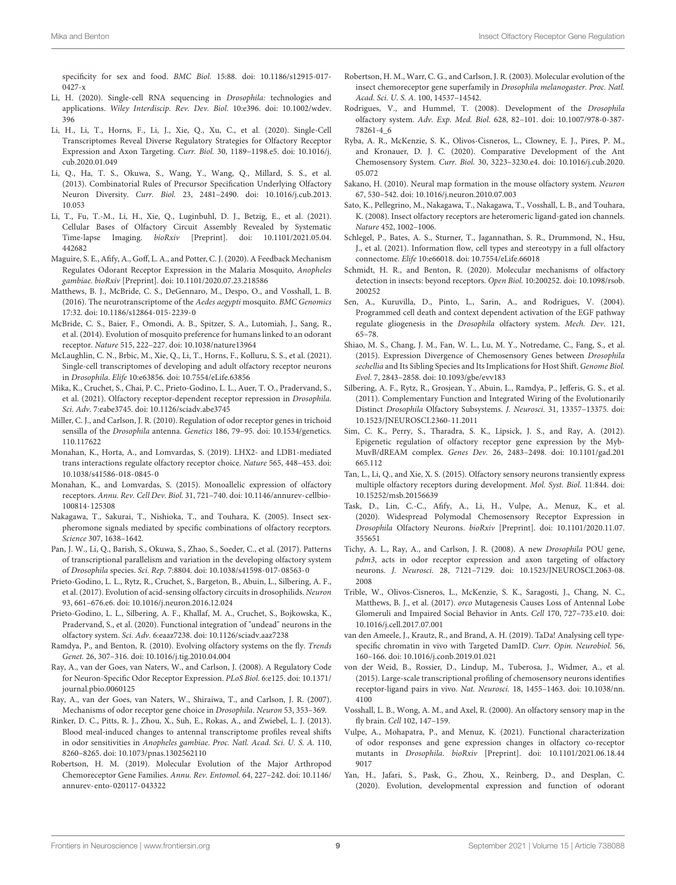specificity for sex and food. *BMC Biol.* 15:88. doi: 10.1186/s12915-017-0427-x

Li, H. (2020). Single-cell RNA sequencing in *Drosophila:* technologies and applications. *Wiley Interdiscip. Rev. Dev. Biol.* 10:e396. doi: 10.1002/wdev.396

Li, H., Li, T., Horns, F., Li, J., Xie, Q., Xu, C., et al. (2020). Single-Cell Transcriptomes Reveal Diverse Regulatory Strategies for Olfactory Receptor Expression and Axon Targeting. *Curr. Biol.* 30, 1189–1198.e5. doi: 10.1016/j.cub.2020.01.049

Li, Q., Ha, T. S., Okuwa, S., Wang, Y., Wang, Q., Millard, S. S., et al. (2013). Combinatorial Rules of Precursor Specification Underlying Olfactory Neuron Diversity. *Curr. Biol.* 23, 2481–2490. doi: 10.1016/j.cub.2013.10.053

Li, T., Fu, T.-M., Li, H., Xie, Q., Luginbuhl, D. J., Betzig, E., et al. (2021). Cellular Bases of Olfactory Circuit Assembly Revealed by Systematic Time-lapse Imaging. *bioRxiv* [Preprint]. doi: 10.1101/2021.05.04.442682

Maguire, S. E., Afify, A., Goff, L. A., and Potter, C. J. (2020). A Feedback Mechanism Regulates Odorant Receptor Expression in the Malaria Mosquito, *Anopheles gambiae*. *bioRxiv* [Preprint]. doi: 10.1101/2020.07.23.218586

Matthews, B. J., McBride, C. S., DeGennaro, M., Despo, O., and Vosshall, L. B. (2016). The neurotranscriptome of the *Aedes aegypti* mosquito. *BMC Genomics* 17:32. doi: 10.1186/s12864-015-2239-0

McBride, C. S., Baier, F., Omondi, A. B., Spitzer, S. A., Lutomiah, J., Sang, R., et al. (2014). Evolution of mosquito preference for humans linked to an odorant receptor. *Nature* 515, 222–227. doi: 10.1038/nature13964

McLaughlin, C. N., Brbic, M., Xie, Q., Li, T., Horns, F., Kolluru, S. S., et al. (2021). Single-cell transcriptomes of developing and adult olfactory receptor neurons in *Drosophila*. *Elife* 10:e63856. doi: 10.7554/eLife.63856

Mika, K., Cruchet, S., Chai, P. C., Prieto-Godino, L. L., Auer, T. O., Pradervand, S., et al. (2021). Olfactory receptor-dependent receptor repression in *Drosophila*. *Sci. Adv.* 7:eabe3745. doi: 10.1126/sciadv.abe3745

Miller, C. J., and Carlson, J. R. (2010). Regulation of odor receptor genes in trichoid sensilla of the *Drosophila* antenna. *Genetics* 186, 79–95. doi: 10.1534/genetics.110.117622

Monahan, K., Horta, A., and Lomvardas, S. (2019). LHX2- and LDB1-mediated trans interactions regulate olfactory receptor choice. *Nature* 565, 448–453. doi: 10.1038/s41586-018-0845-0

Monahan, K., and Lomvardas, S. (2015). Monoallelic expression of olfactory receptors. *Annu. Rev. Cell Dev. Biol.* 31, 721–740. doi: 10.1146/annurev-cellbio-100814-125308

Nakagawa, T., Sakurai, T., Nishioka, T., and Touhara, K. (2005). Insect sex-pheromone signals mediated by specific combinations of olfactory receptors. *Science* 307, 1638–1642.

Pan, J. W., Li, Q., Barish, S., Okuwa, S., Zhao, S., Soeder, C., et al. (2017). Patterns of transcriptional parallelism and variation in the developing olfactory system of *Drosophila* species. *Sci. Rep.* 7:8804. doi: 10.1038/s41598-017-08563-0

Prieto-Godino, L. L., Rytz, R., Cruchet, S., Bargeton, B., Abuin, L., Silbering, A. F., et al. (2017). Evolution of acid-sensing olfactory circuits in drosophilids. *Neuron* 93, 661–676.e6. doi: 10.1016/j.neuron.2016.12.024

Prieto-Godino, L. L., Silbering, A. F., Khallaf, M. A., Cruchet, S., Bojkowska, K., Pradervand, S., et al. (2020). Functional integration of "undead" neurons in the olfactory system. *Sci. Adv.* 6:eaaz7238. doi: 10.1126/sciadv.aaz7238

Ramdya, P., and Benton, R. (2010). Evolving olfactory systems on the fly. *Trends Genet.* 26, 307–316. doi: 10.1016/j.tig.2010.04.004

Ray, A., van der Goes, van Naters, W., and Carlson, J. (2008). A Regulatory Code for Neuron-Specific Odor Receptor Expression. *PLoS Biol.* 6:e125. doi: 10.1371/journal.pbio.0060125

Ray, A., van der Goes, van Naters, W., Shiraiwa, T., and Carlson, J. R. (2007). Mechanisms of odor receptor gene choice in *Drosophila*. *Neuron* 53, 353–369.

Rinker, D. C., Pitts, R. J., Zhou, X., Suh, E., Rokas, A., and Zwiebel, L. J. (2013). Blood meal-induced changes to antennal transcriptome profiles reveal shifts in odor sensitivities in *Anopheles gambiae*. *Proc. Natl. Acad. Sci. U. S. A.* 110, 8260–8265. doi: 10.1073/pnas.1302562110

Robertson, H. M. (2019). Molecular Evolution of the Major Arthropod Chemoreceptor Gene Families. *Annu. Rev. Entomol.* 64, 227–242. doi: 10.1146/annurev-ento-020117-043322

Robertson, H. M., Warr, C. G., and Carlson, J. R. (2003). Molecular evolution of the insect chemoreceptor gene superfamily in *Drosophila melanogaster*. *Proc. Natl. Acad. Sci. U. S. A.* 100, 14537–14542.

Rodrigues, V., and Hummel, T. (2008). Development of the *Drosophila* olfactory system. *Adv. Exp. Med. Biol.* 628, 82–101. doi: 10.1007/978-0-387-78261-4_6

Ryba, A. R., McKenzie, S. K., Olivos-Cisneros, L., Clowney, E. J., Pires, P. M., and Kronauer, D. J. C. (2020). Comparative Development of the Ant Chemosensory System. *Curr. Biol.* 30, 3223–3230.e4. doi: 10.1016/j.cub.2020.05.072

Sakano, H. (2010). Neural map formation in the mouse olfactory system. *Neuron* 67, 530–542. doi: 10.1016/j.neuron.2010.07.003

Sato, K., Pellegrino, M., Nakagawa, T., Nakagawa, T., Vosshall, L. B., and Touhara, K. (2008). Insect olfactory receptors are heteromeric ligand-gated ion channels. *Nature* 452, 1002–1006.

Schlegel, P., Bates, A. S., Sturner, T., Jagannathan, S. R., Drummond, N., Hsu, J., et al. (2021). Information flow, cell types and stereotypy in a full olfactory connectome. *Elife* 10:e66018. doi: 10.7554/eLife.66018

Schmidt, H. R., and Benton, R. (2020). Molecular mechanisms of olfactory detection in insects: beyond receptors. *Open Biol.* 10:200252. doi: 10.1098/rsob.200252

Sen, A., Kuruvilla, D., Pinto, L., Sarin, A., and Rodrigues, V. (2004). Programmed cell death and context dependent activation of the EGF pathway regulate gliogenesis in the *Drosophila* olfactory system. *Mech. Dev.* 121, 65–78.

Shiao, M. S., Chang, J. M., Fan, W. L., Lu, M. Y., Notredame, C., Fang, S., et al. (2015). Expression Divergence of Chemosensory Genes between *Drosophila sechellia* and Its Sibling Species and Its Implications for Host Shift. *Genome Biol. Evol.* 7, 2843–2858. doi: 10.1093/gbe/evv183

Silbering, A. F., Rytz, R., Grosjean, Y., Abuin, L., Ramdya, P., Jefferis, G. S., et al. (2011). Complementary Function and Integrated Wiring of the Evolutionarily Distinct *Drosophila* Olfactory Subsystems. *J. Neurosci.* 31, 13357–13375. doi: 10.1523/JNEUROSCI.2360-11.2011

Sim, C. K., Perry, S., Tharadra, S. K., Lipsick, J. S., and Ray, A. (2012). Epigenetic regulation of olfactory receptor gene expression by the Myb-MuvB/dREAM complex. *Genes Dev.* 26, 2483–2498. doi: 10.1101/gad.201665.112

Tan, L., Li, Q., and Xie, X. S. (2015). Olfactory sensory neurons transiently express multiple olfactory receptors during development. *Mol. Syst. Biol.* 11:844. doi: 10.15252/msb.20156639

Task, D., Lin, C.-C., Afify, A., Li, H., Vulpe, A., Menuz, K., et al. (2020). Widespread Polymodal Chemosensory Receptor Expression in *Drosophila* Olfactory Neurons. *bioRxiv* [Preprint]. doi: 10.1101/2020.11.07.355651

Tichy, A. L., Ray, A., and Carlson, J. R. (2008). A new *Drosophila* POU gene, *pdm3*, acts in odor receptor expression and axon targeting of olfactory neurons. *J. Neurosci.* 28, 7121–7129. doi: 10.1523/JNEUROSCI.2063-08.2008

Trible, W., Olivos-Cisneros, L., McKenzie, S. K., Saragosti, J., Chang, N. C., Matthews, B. J., et al. (2017). *orco* Mutagenesis Causes Loss of Antennal Lobe Glomeruli and Impaired Social Behavior in Ants. *Cell* 170, 727–735.e10. doi: 10.1016/j.cell.2017.07.001

van den Ameele, J., Krautz, R., and Brand, A. H. (2019). TaDa! Analysing cell type-specific chromatin in vivo with Targeted DamID. *Curr. Opin. Neurobiol.* 56, 160–166. doi: 10.1016/j.conb.2019.01.021

von der Weid, B., Rossier, D., Lindup, M., Tuberosa, J., Widmer, A., et al. (2015). Large-scale transcriptional profiling of chemosensory neurons identifies receptor-ligand pairs in vivo. *Nat. Neurosci.* 18, 1455–1463. doi: 10.1038/nn.4100

Vosshall, L. B., Wong, A. M., and Axel, R. (2000). An olfactory sensory map in the fly brain. *Cell* 102, 147–159.

Vulpe, A., Mohapatra, P., and Menuz, K. (2021). Functional characterization of odor responses and gene expression changes in olfactory co-receptor mutants in *Drosophila*. *bioRxiv* [Preprint]. doi: 10.1101/2021.06.18.449017

Yan, H., Jafari, S., Pask, G., Zhou, X., Reinberg, D., and Desplan, C. (2020). Evolution, developmental expression and function of odorant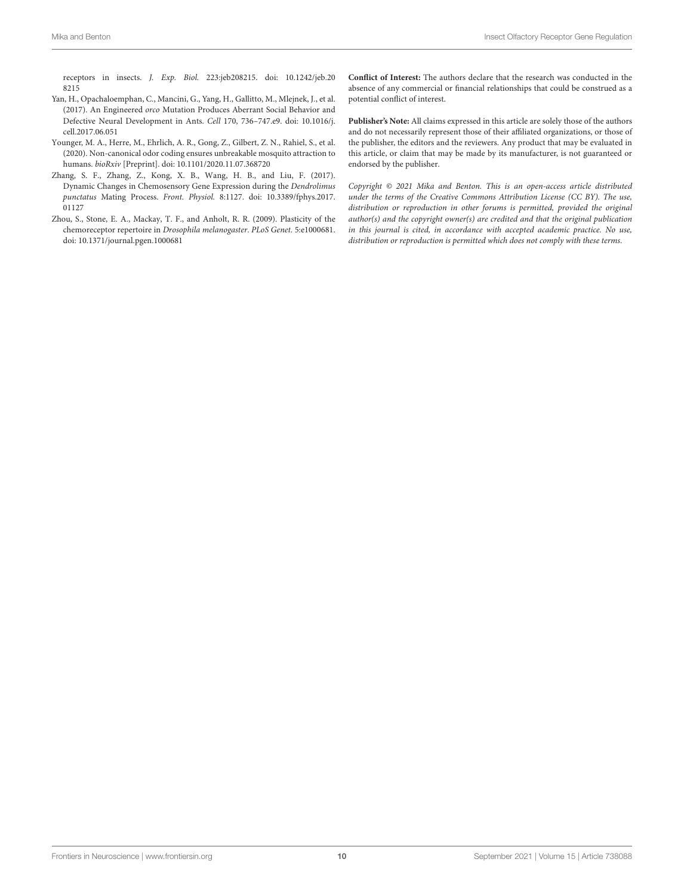receptors in insects. *J. Exp. Biol.* 223:jeb208215. doi: 10.1242/jeb.208215

Yan, H., Opachaloemphan, C., Mancini, G., Yang, H., Gallitto, M., Mlejnek, J., et al. (2017). An Engineered *orco* Mutation Produces Aberrant Social Behavior and Defective Neural Development in Ants. *Cell* 170, 736–747.e9. doi: 10.1016/j.cell.2017.06.051

Younger, M. A., Herre, M., Ehrlich, A. R., Gong, Z., Gilbert, Z. N., Rahiel, S., et al. (2020). Non-canonical odor coding ensures unbreakable mosquito attraction to humans. *bioRxiv* [Preprint]. doi: 10.1101/2020.11.07.368720

Zhang, S. F., Zhang, Z., Kong, X. B., Wang, H. B., and Liu, F. (2017). Dynamic Changes in Chemosensory Gene Expression during the *Dendrolimus punctatus* Mating Process. *Front. Physiol.* 8:1127. doi: 10.3389/fphys.2017.01127

Zhou, S., Stone, E. A., Mackay, T. F., and Anholt, R. R. (2009). Plasticity of the chemoreceptor repertoire in *Drosophila melanogaster*. *PLoS Genet.* 5:e1000681. doi: 10.1371/journal.pgen.1000681

**Conflict of Interest:** The authors declare that the research was conducted in the absence of any commercial or financial relationships that could be construed as a potential conflict of interest.

**Publisher's Note:** All claims expressed in this article are solely those of the authors and do not necessarily represent those of their affiliated organizations, or those of the publisher, the editors and the reviewers. Any product that may be evaluated in this article, or claim that may be made by its manufacturer, is not guaranteed or endorsed by the publisher.

*Copyright © 2021 Mika and Benton. This is an open-access article distributed under the terms of the Creative Commons Attribution License (CC BY). The use, distribution or reproduction in other forums is permitted, provided the original author(s) and the copyright owner(s) are credited and that the original publication in this journal is cited, in accordance with accepted academic practice. No use, distribution or reproduction is permitted which does not comply with these terms.*